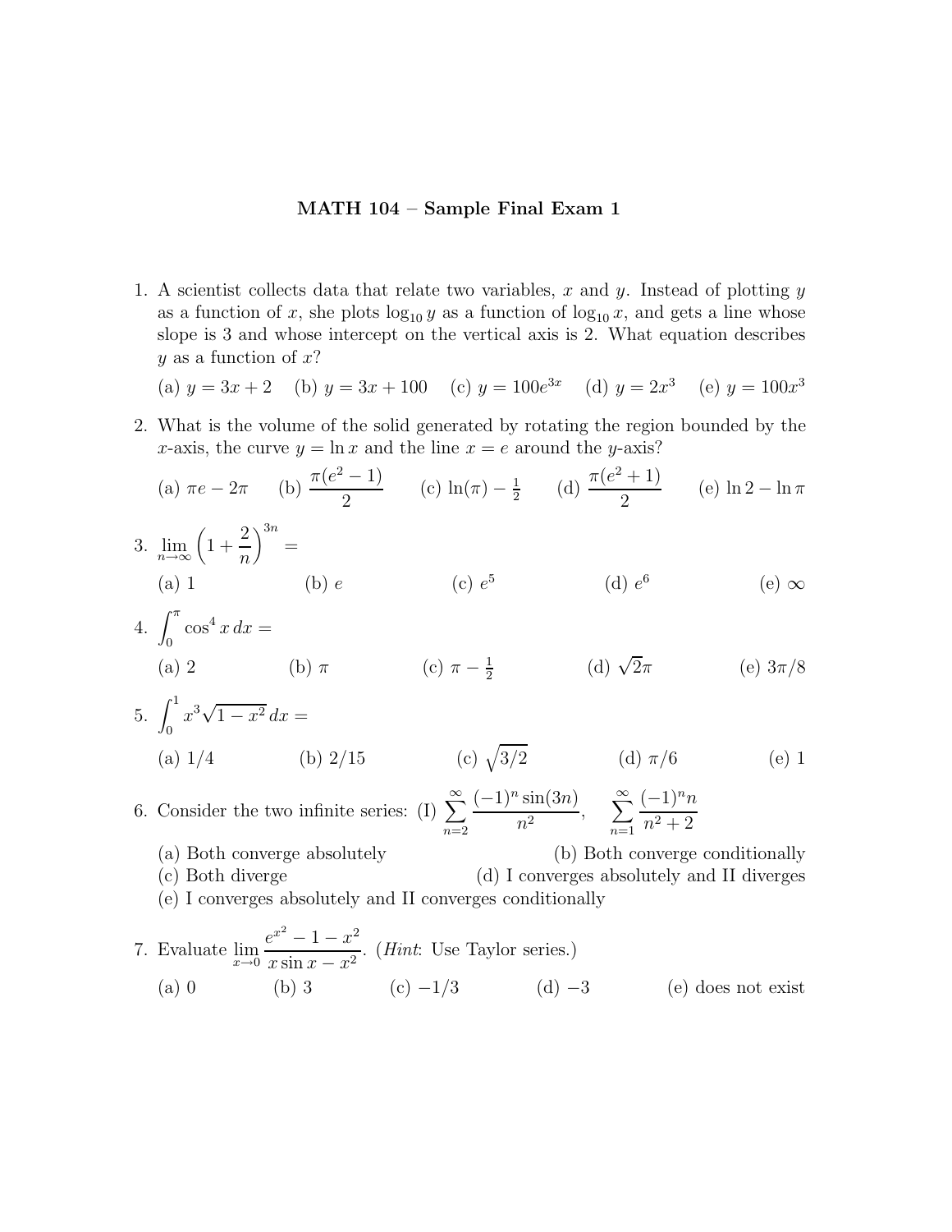# MATH 104 – Sample Final Exam 1

1. A scientist collects data that relate two variables, $x$ and $y$. Instead of plotting $y$ as a function of $x$, she plots $\log_{10} y$ as a function of $\log_{10} x$, and gets a line whose slope is 3 and whose intercept on the vertical axis is 2. What equation describes $y$ as a function of $x$?

   (a) $y = 3x + 2$ (b) $y = 3x + 100$ (c) $y = 100e^{3x}$ (d) $y = 2x^3$ (e) $y = 100x^3$

2. What is the volume of the solid generated by rotating the region bounded by the $x$-axis, the curve $y = \ln x$ and the line $x = e$ around the $y$-axis?

   (a) $\pi e - 2\pi$ (b) $\dfrac{\pi(e^2 - 1)}{2}$ (c) $\ln(\pi) - \frac{1}{2}$ (d) $\dfrac{\pi(e^2 + 1)}{2}$ (e) $\ln 2 - \ln \pi$

3. $\displaystyle\lim_{n\to\infty} \left(1 + \frac{2}{n}\right)^{3n} =$

   (a) 1 (b) $e$ (c) $e^5$ (d) $e^6$ (e) $\infty$

4. $\displaystyle\int_0^\pi \cos^4 x \, dx =$

   (a) 2 (b) $\pi$ (c) $\pi - \frac{1}{2}$ (d) $\sqrt{2}\pi$ (e) $3\pi/8$

5. $\displaystyle\int_0^1 x^3 \sqrt{1 - x^2} \, dx =$

   (a) $1/4$ (b) $2/15$ (c) $\sqrt{3/2}$ (d) $\pi/6$ (e) 1

6. Consider the two infinite series: (I) $\displaystyle\sum_{n=2}^{\infty} \frac{(-1)^n \sin(3n)}{n^2}$, $\displaystyle\sum_{n=1}^{\infty} \frac{(-1)^n n}{n^2 + 2}$

   (a) Both converge absolutely
   (b) Both converge conditionally
   (c) Both diverge
   (d) I converges absolutely and II diverges
   (e) I converges absolutely and II converges conditionally

7. Evaluate $\displaystyle\lim_{x\to 0} \frac{e^{x^2} - 1 - x^2}{x \sin x - x^2}$. (*Hint*: Use Taylor series.)

   (a) 0 (b) 3 (c) $-1/3$ (d) $-3$ (e) does not exist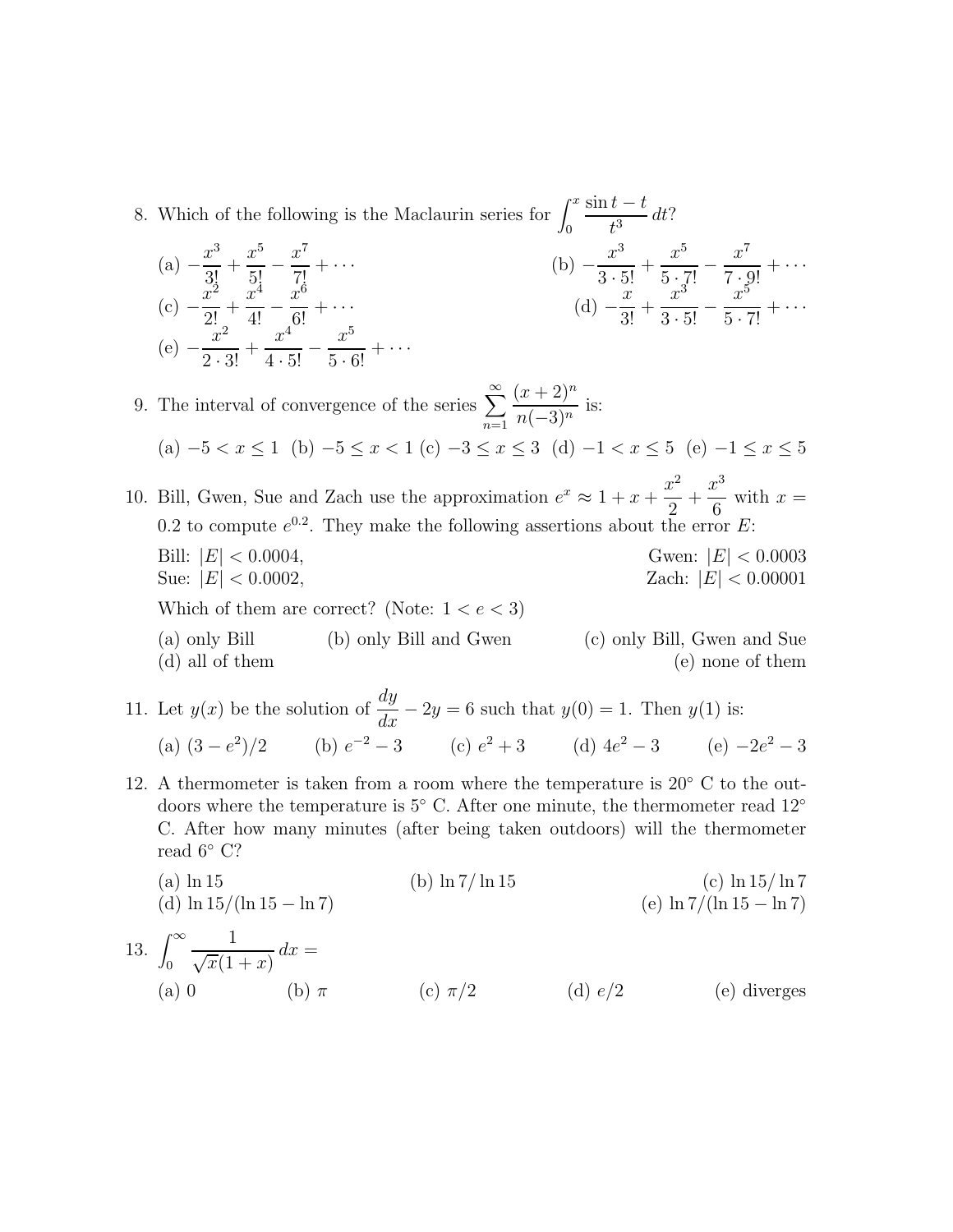8. Which of the following is the Maclaurin series for $\int_0^x \frac{\sin t - t}{t^3}\, dt$?

   (a) $-\frac{x^3}{3!} + \frac{x^5}{5!} - \frac{x^7}{7!} + \cdots$
   (b) $-\frac{x^3}{3 \cdot 5!} + \frac{x^5}{5 \cdot 7!} - \frac{x^7}{7 \cdot 9!} + \cdots$
   (c) $-\frac{x^2}{2!} + \frac{x^4}{4!} - \frac{x^6}{6!} + \cdots$
   (d) $-\frac{x}{3!} + \frac{x^3}{3 \cdot 5!} - \frac{x^5}{5 \cdot 7!} + \cdots$
   (e) $-\frac{x^2}{2 \cdot 3!} + \frac{x^4}{4 \cdot 5!} - \frac{x^5}{5 \cdot 6!} + \cdots$

9. The interval of convergence of the series $\sum_{n=1}^{\infty} \frac{(x+2)^n}{n(-3)^n}$ is:

   (a) $-5 < x \leq 1$ (b) $-5 \leq x < 1$ (c) $-3 \leq x \leq 3$ (d) $-1 < x \leq 5$ (e) $-1 \leq x \leq 5$

10. Bill, Gwen, Sue and Zach use the approximation $e^x \approx 1 + x + \frac{x^2}{2} + \frac{x^3}{6}$ with $x = 0.2$ to compute $e^{0.2}$. They make the following assertions about the error $E$:

    Bill: $|E| < 0.0004$,
    Gwen: $|E| < 0.0003$
    Sue: $|E| < 0.0002$,
    Zach: $|E| < 0.00001$

    Which of them are correct? (Note: $1 < e < 3$)

    (a) only Bill
    (b) only Bill and Gwen
    (c) only Bill, Gwen and Sue
    (d) all of them
    (e) none of them

11. Let $y(x)$ be the solution of $\frac{dy}{dx} - 2y = 6$ such that $y(0) = 1$. Then $y(1)$ is:

    (a) $(3 - e^2)/2$ (b) $e^{-2} - 3$ (c) $e^2 + 3$ (d) $4e^2 - 3$ (e) $-2e^2 - 3$

12. A thermometer is taken from a room where the temperature is 20° C to the outdoors where the temperature is 5° C. After one minute, the thermometer read 12° C. After how many minutes (after being taken outdoors) will the thermometer read 6° C?

    (a) $\ln 15$
    (b) $\ln 7 / \ln 15$
    (c) $\ln 15 / \ln 7$
    (d) $\ln 15/(\ln 15 - \ln 7)$
    (e) $\ln 7/(\ln 15 - \ln 7)$

13. $\int_0^{\infty} \frac{1}{\sqrt{x}(1+x)}\, dx =$

    (a) 0 (b) $\pi$ (c) $\pi/2$ (d) $e/2$ (e) diverges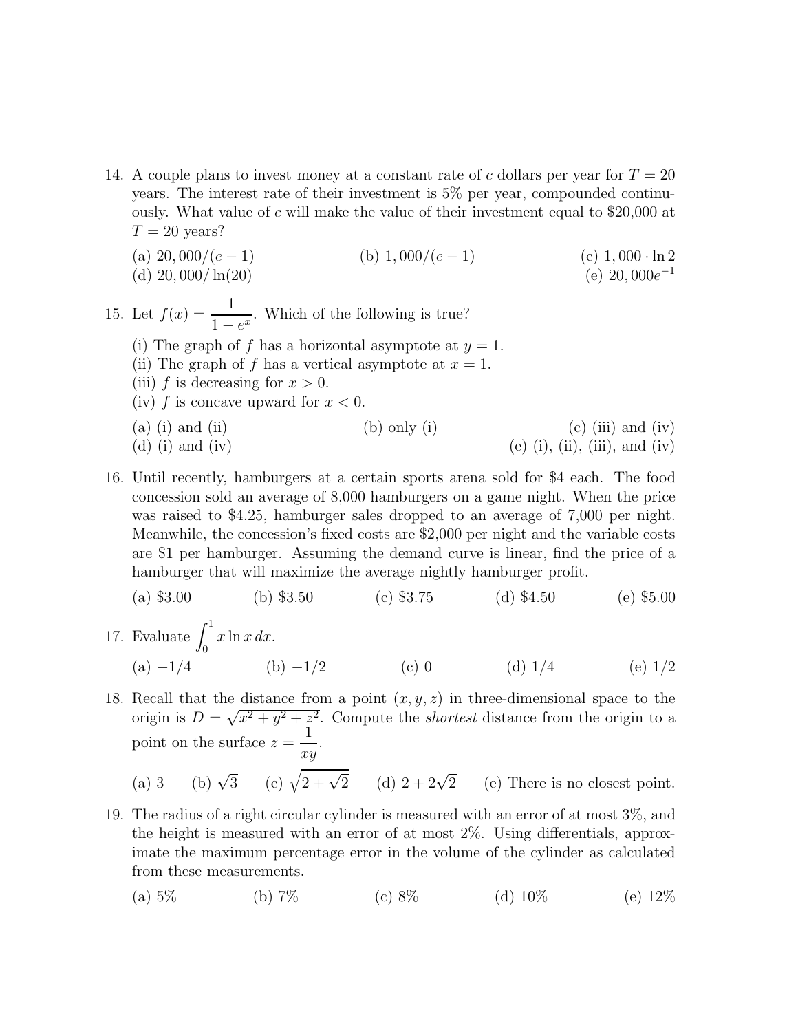14. A couple plans to invest money at a constant rate of $c$ dollars per year for $T = 20$ years. The interest rate of their investment is 5% per year, compounded continuously. What value of $c$ will make the value of their investment equal to \$20,000 at $T = 20$ years?

    (a) $20,000/(e-1)$
    (b) $1,000/(e-1)$
    (c) $1,000 \cdot \ln 2$
    (d) $20,000/\ln(20)$
    (e) $20,000e^{-1}$

15. Let $f(x) = \dfrac{1}{1-e^x}$. Which of the following is true?

    (i) The graph of $f$ has a horizontal asymptote at $y = 1$.
    (ii) The graph of $f$ has a vertical asymptote at $x = 1$.
    (iii) $f$ is decreasing for $x > 0$.
    (iv) $f$ is concave upward for $x < 0$.

    (a) (i) and (ii)
    (b) only (i)
    (c) (iii) and (iv)
    (d) (i) and (iv)
    (e) (i), (ii), (iii), and (iv)

16. Until recently, hamburgers at a certain sports arena sold for \$4 each. The food concession sold an average of 8,000 hamburgers on a game night. When the price was raised to \$4.25, hamburger sales dropped to an average of 7,000 per night. Meanwhile, the concession's fixed costs are \$2,000 per night and the variable costs are \$1 per hamburger. Assuming the demand curve is linear, find the price of a hamburger that will maximize the average nightly hamburger profit.

    (a) \$3.00 (b) \$3.50 (c) \$3.75 (d) \$4.50 (e) \$5.00

17. Evaluate $\displaystyle\int_0^1 x \ln x \, dx$.

    (a) $-1/4$ (b) $-1/2$ (c) $0$ (d) $1/4$ (e) $1/2$

18. Recall that the distance from a point $(x, y, z)$ in three-dimensional space to the origin is $D = \sqrt{x^2 + y^2 + z^2}$. Compute the *shortest* distance from the origin to a point on the surface $z = \dfrac{1}{xy}$.

    (a) 3 (b) $\sqrt{3}$ (c) $\sqrt{2+\sqrt{2}}$ (d) $2 + 2\sqrt{2}$ (e) There is no closest point.

19. The radius of a right circular cylinder is measured with an error of at most 3%, and the height is measured with an error of at most 2%. Using differentials, approximate the maximum percentage error in the volume of the cylinder as calculated from these measurements.

    (a) 5% (b) 7% (c) 8% (d) 10% (e) 12%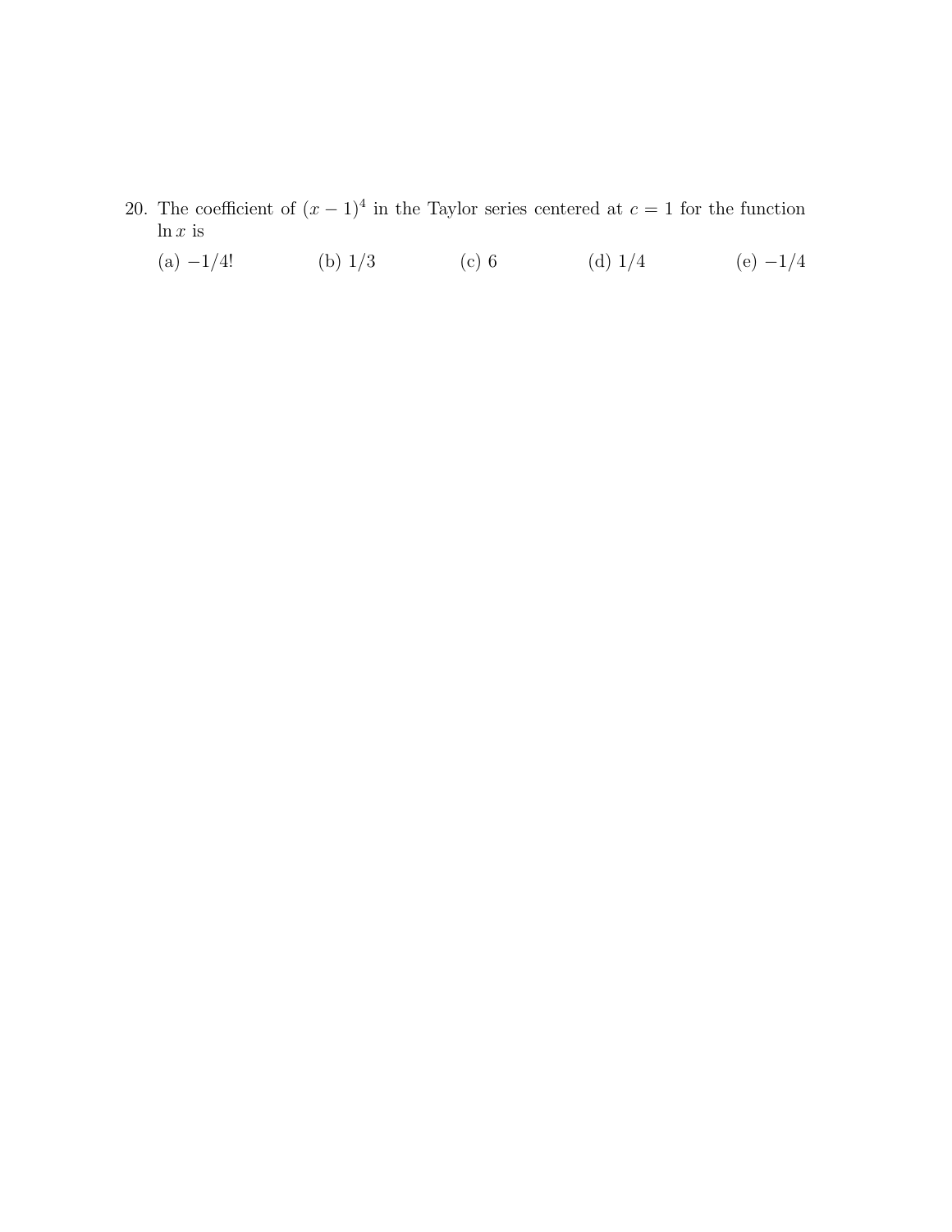20. The coefficient of $(x-1)^4$ in the Taylor series centered at $c = 1$ for the function $\ln x$ is

(a) $-1/4!$ (b) $1/3$ (c) $6$ (d) $1/4$ (e) $-1/4$